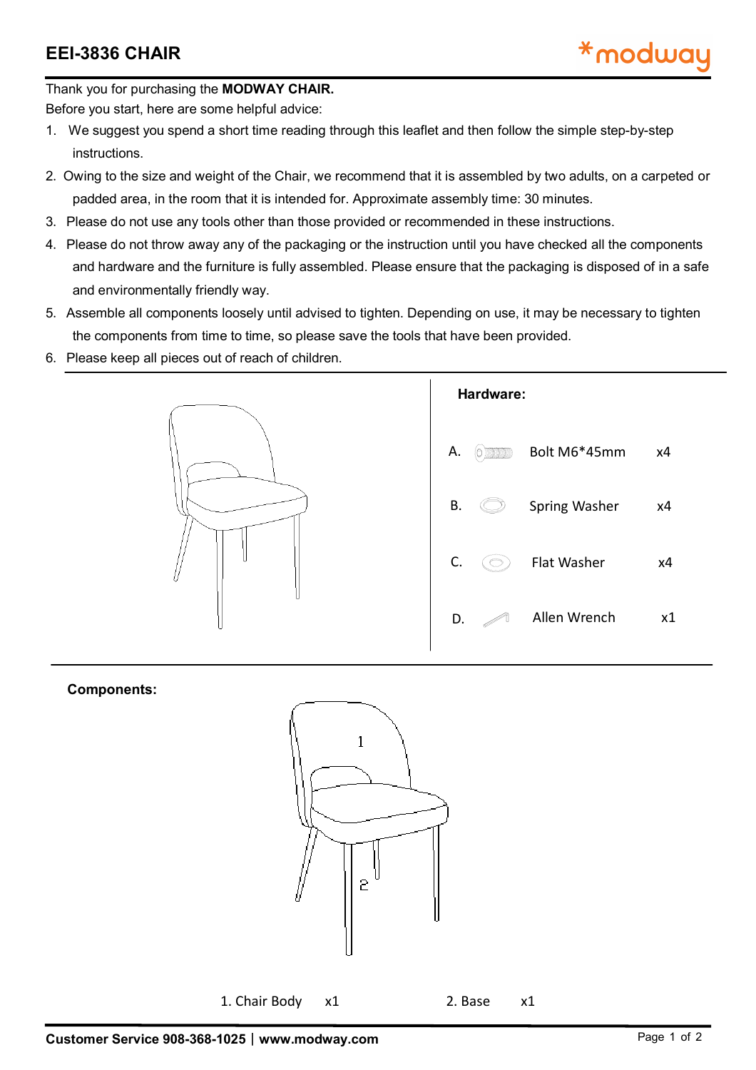# EEI-3836 CHAIR

*modway

Thank you for purchasing the **MODWAY CHAIR.**

Before you start, here are some helpful advice:

1. We suggest you spend a short time reading through this leaflet and then follow the simple step-by-step instructions.
2. Owing to the size and weight of the Chair, we recommend that it is assembled by two adults, on a carpeted or padded area, in the room that it is intended for. Approximate assembly time: 30 minutes.
3. Please do not use any tools other than those provided or recommended in these instructions.
4. Please do not throw away any of the packaging or the instruction until you have checked all the components and hardware and the furniture is fully assembled. Please ensure that the packaging is disposed of in a safe and environmentally friendly way.
5. Assemble all components loosely until advised to tighten. Depending on use, it may be necessary to tighten the components from time to time, so please save the tools that have been provided.
6. Please keep all pieces out of reach of children.

**Hardware:**

| | | |
|---|---|---|
| A. | Bolt M6*45mm | x4 |
| B. | Spring Washer | x4 |
| C. | Flat Washer | x4 |
| D. | Allen Wrench | x1 |

**Components:**

1. Chair Body x1

2. Base x1

Customer Service 908-368-1025 | www.modway.com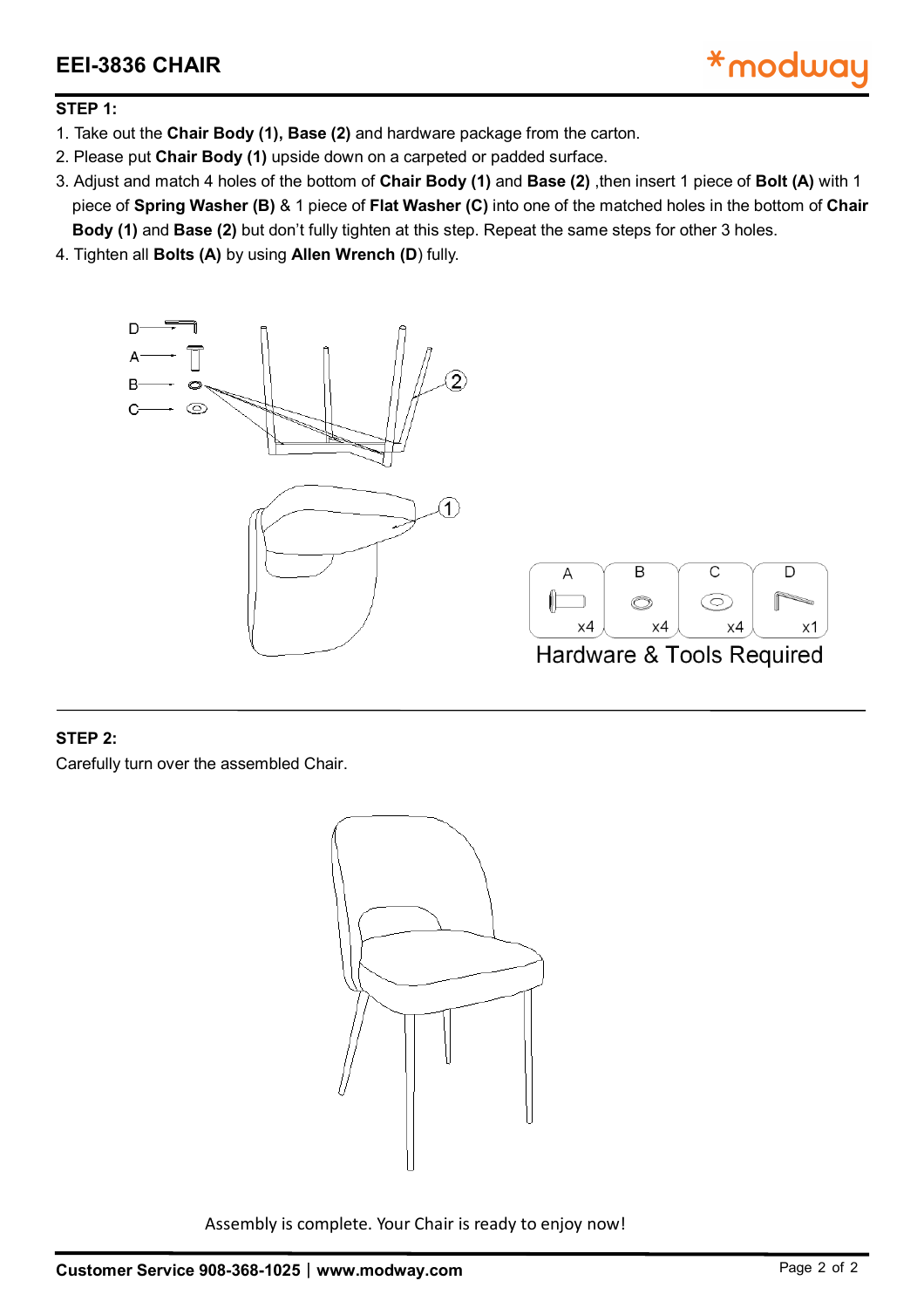# EEI-3836 CHAIR

**STEP 1:**

1. Take out the **Chair Body (1), Base (2)** and hardware package from the carton.
2. Please put **Chair Body (1)** upside down on a carpeted or padded surface.
3. Adjust and match 4 holes of the bottom of **Chair Body (1)** and **Base (2)** ,then insert 1 piece of **Bolt (A)** with 1 piece of **Spring Washer (B)** & 1 piece of **Flat Washer (C)** into one of the matched holes in the bottom of **Chair Body (1)** and **Base (2)** but don't fully tighten at this step. Repeat the same steps for other 3 holes.
4. Tighten all **Bolts (A)** by using **Allen Wrench (D**) fully.

D
A
B
C
2
1

| A | B | C | D |
|---|---|---|---|
| x4 | x4 | x4 | x1 |

Hardware & Tools Required

**STEP 2:**

Carefully turn over the assembled Chair.

Assembly is complete. Your Chair is ready to enjoy now!

**Customer Service 908-368-1025 | www.modway.com**